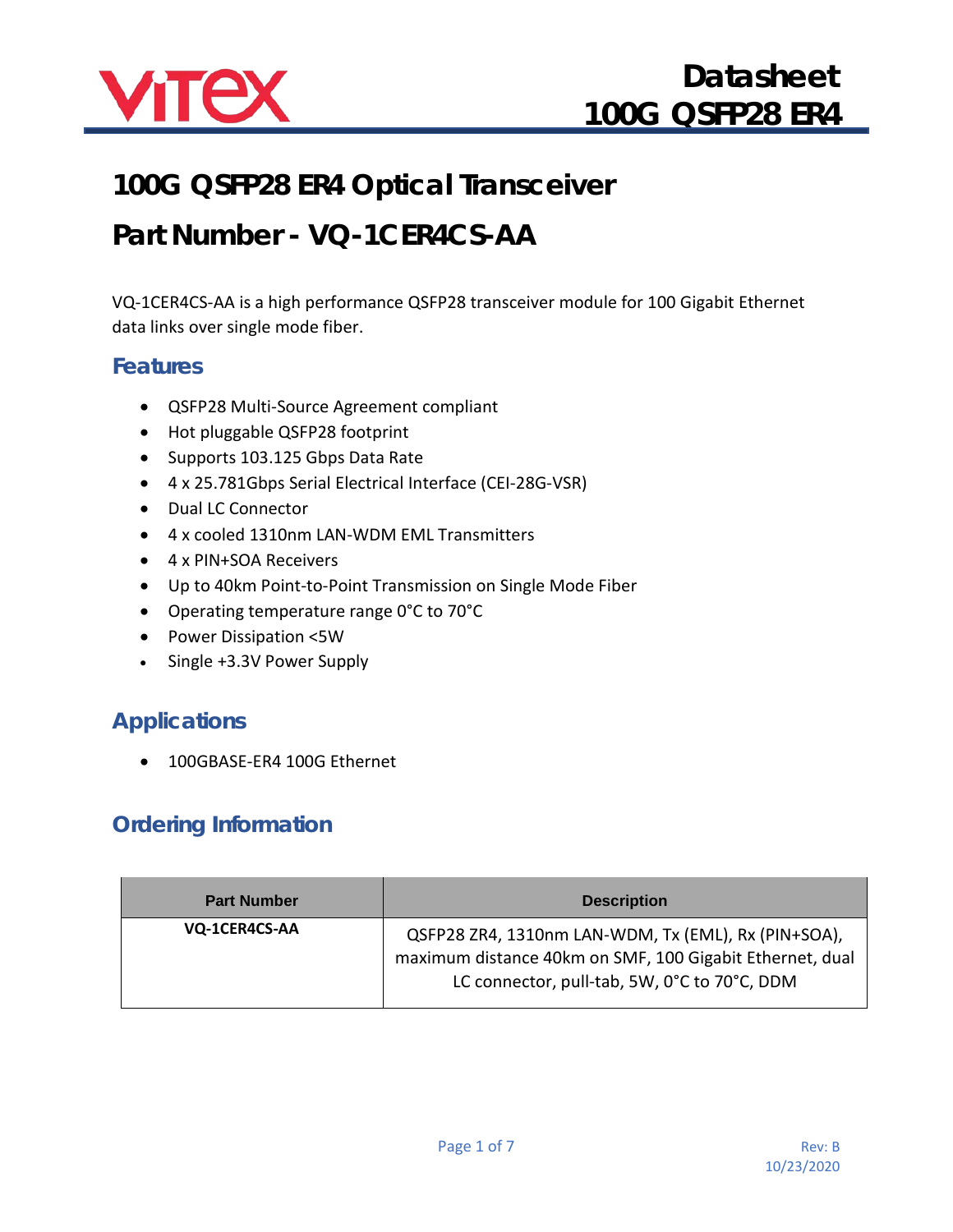# 100G QSFP28 ER4 Optical Transceiver

# Part Number - VQ-1CER4CS-AA

VQ-1CER4CS-AA is a high performance QSFP28 transceiver module for 100 Gigabit Ethernet data links over single mode fiber.

## Features

- QSFP28 Multi-Source Agreement compliant
- Hot pluggable QSFP28 footprint
- Supports 103.125 Gbps Data Rate
- 4 x 25.781Gbps Serial Electrical Interface (CEI-28G-VSR)
- Dual LC Connector
- 4 x cooled 1310nm LAN-WDM EML Transmitters
- 4 x PIN+SOA Receivers
- Up to 40km Point-to-Point Transmission on Single Mode Fiber
- Operating temperature range 0°C to 70°C
- Power Dissipation <5W
- Single +3.3V Power Supply

## Applications

- 100GBASE-ER4 100G Ethernet

## Ordering Information

| Part Number | Description |
| --- | --- |
| **VQ-1CER4CS-AA** | QSFP28 ZR4, 1310nm LAN-WDM, Tx (EML), Rx (PIN+SOA), maximum distance 40km on SMF, 100 Gigabit Ethernet, dual LC connector, pull-tab, 5W, 0°C to 70°C, DDM |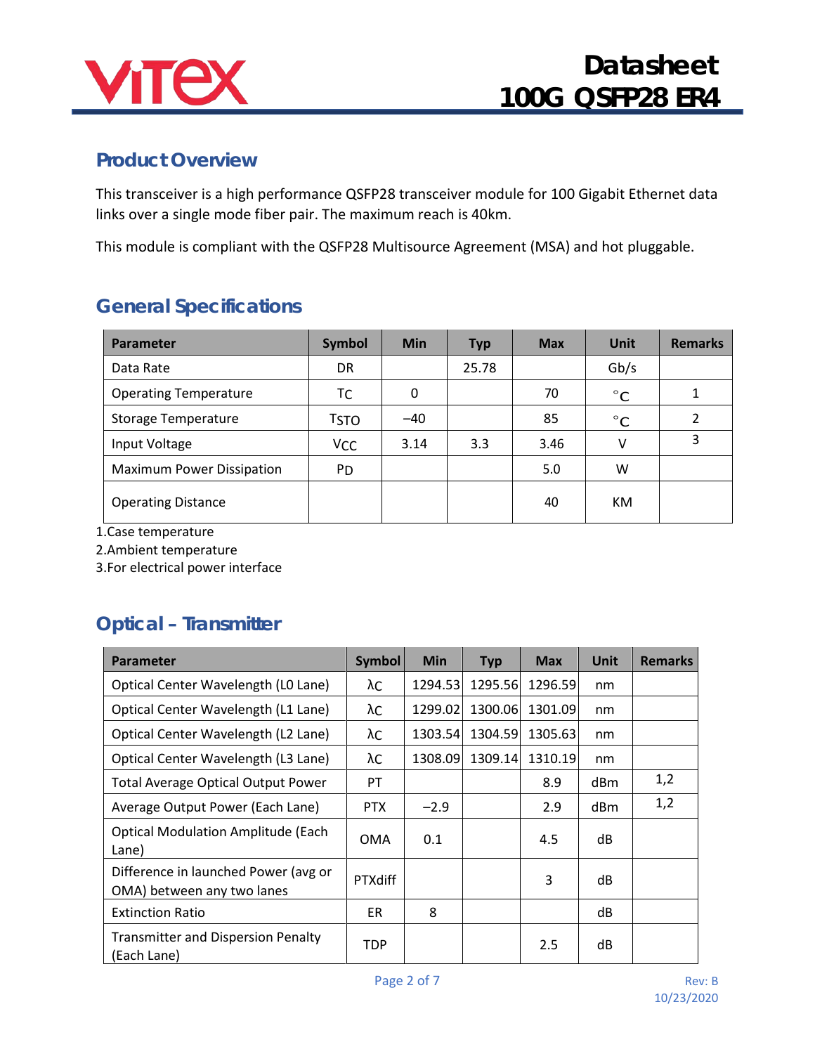## Product Overview

This transceiver is a high performance QSFP28 transceiver module for 100 Gigabit Ethernet data links over a single mode fiber pair. The maximum reach is 40km.

This module is compliant with the QSFP28 Multisource Agreement (MSA) and hot pluggable.

## General Specifications

| Parameter | Symbol | Min | Typ | Max | Unit | Remarks |
|---|---|---|---|---|---|---|
| Data Rate | DR | | 25.78 | | Gb/s | |
| Operating Temperature | $T_C$ | 0 | | 70 | °C | 1 |
| Storage Temperature | $T_{STO}$ | −40 | | 85 | °C | 2 |
| Input Voltage | $V_{CC}$ | 3.14 | 3.3 | 3.46 | V | 3 |
| Maximum Power Dissipation | $P_D$ | | | 5.0 | W | |
| Operating Distance | | | | 40 | KM | |

1.Case temperature
2.Ambient temperature
3.For electrical power interface

## Optical – Transmitter

| Parameter | Symbol | Min | Typ | Max | Unit | Remarks |
|---|---|---|---|---|---|---|
| Optical Center Wavelength (L0 Lane) | $\lambda_C$ | 1294.53 | 1295.56 | 1296.59 | nm | |
| Optical Center Wavelength (L1 Lane) | $\lambda_C$ | 1299.02 | 1300.06 | 1301.09 | nm | |
| Optical Center Wavelength (L2 Lane) | $\lambda_C$ | 1303.54 | 1304.59 | 1305.63 | nm | |
| Optical Center Wavelength (L3 Lane) | $\lambda_C$ | 1308.09 | 1309.14 | 1310.19 | nm | |
| Total Average Optical Output Power | $P_T$ | | | 8.9 | dBm | 1,2 |
| Average Output Power (Each Lane) | PTX | −2.9 | | 2.9 | dBm | 1,2 |
| Optical Modulation Amplitude (Each Lane) | OMA | 0.1 | | 4.5 | dB | |
| Difference in launched Power (avg or OMA) between any two lanes | PTXdiff | | | 3 | dB | |
| Extinction Ratio | ER | 8 | | | dB | |
| Transmitter and Dispersion Penalty (Each Lane) | TDP | | | 2.5 | dB | |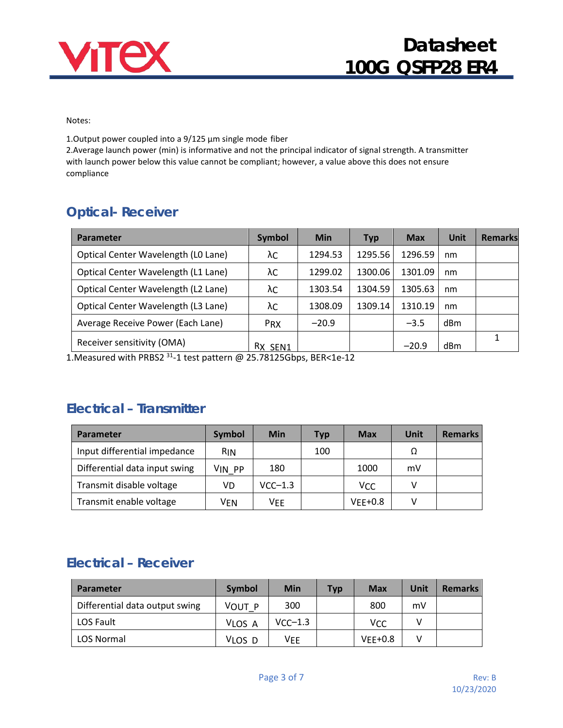Notes:

1.Output power coupled into a 9/125 µm single mode fiber
2.Average launch power (min) is informative and not the principal indicator of signal strength. A transmitter with launch power below this value cannot be compliant; however, a value above this does not ensure compliance

## Optical- Receiver

| Parameter | Symbol | Min | Typ | Max | Unit | Remarks |
|---|---|---|---|---|---|---|
| Optical Center Wavelength (L0 Lane) | λC | 1294.53 | 1295.56 | 1296.59 | nm | |
| Optical Center Wavelength (L1 Lane) | λC | 1299.02 | 1300.06 | 1301.09 | nm | |
| Optical Center Wavelength (L2 Lane) | λC | 1303.54 | 1304.59 | 1305.63 | nm | |
| Optical Center Wavelength (L3 Lane) | λC | 1308.09 | 1309.14 | 1310.19 | nm | |
| Average Receive Power (Each Lane) | $P_{RX}$ | −20.9 | | −3.5 | dBm | |
| Receiver sensitivity (OMA) | $R_{X\_SEN1}$ | | | −20.9 | dBm | 1 |

1.Measured with PRBS2 $^{31}$-1 test pattern @ 25.78125Gbps, BER<1e-12

## Electrical – Transmitter

| Parameter | Symbol | Min | Typ | Max | Unit | Remarks |
|---|---|---|---|---|---|---|
| Input differential impedance | $R_{IN}$ | | 100 | | Ω | |
| Differential data input swing | $V_{IN\_PP}$ | 180 | | 1000 | mV | |
| Transmit disable voltage | $V_D$ | VCC−1.3 | | $V_{CC}$ | V | |
| Transmit enable voltage | $V_{EN}$ | $V_{EE}$ | | $V_{EE}$+0.8 | V | |

## Electrical – Receiver

| Parameter | Symbol | Min | Typ | Max | Unit | Remarks |
|---|---|---|---|---|---|---|
| Differential data output swing | $V_{OUT\_P}$ | 300 | | 800 | mV | |
| LOS Fault | $V_{LOS\_A}$ | VCC−1.3 | | $V_{CC}$ | V | |
| LOS Normal | $V_{LOS\_D}$ | $V_{EE}$ | | $V_{EE}$+0.8 | V | |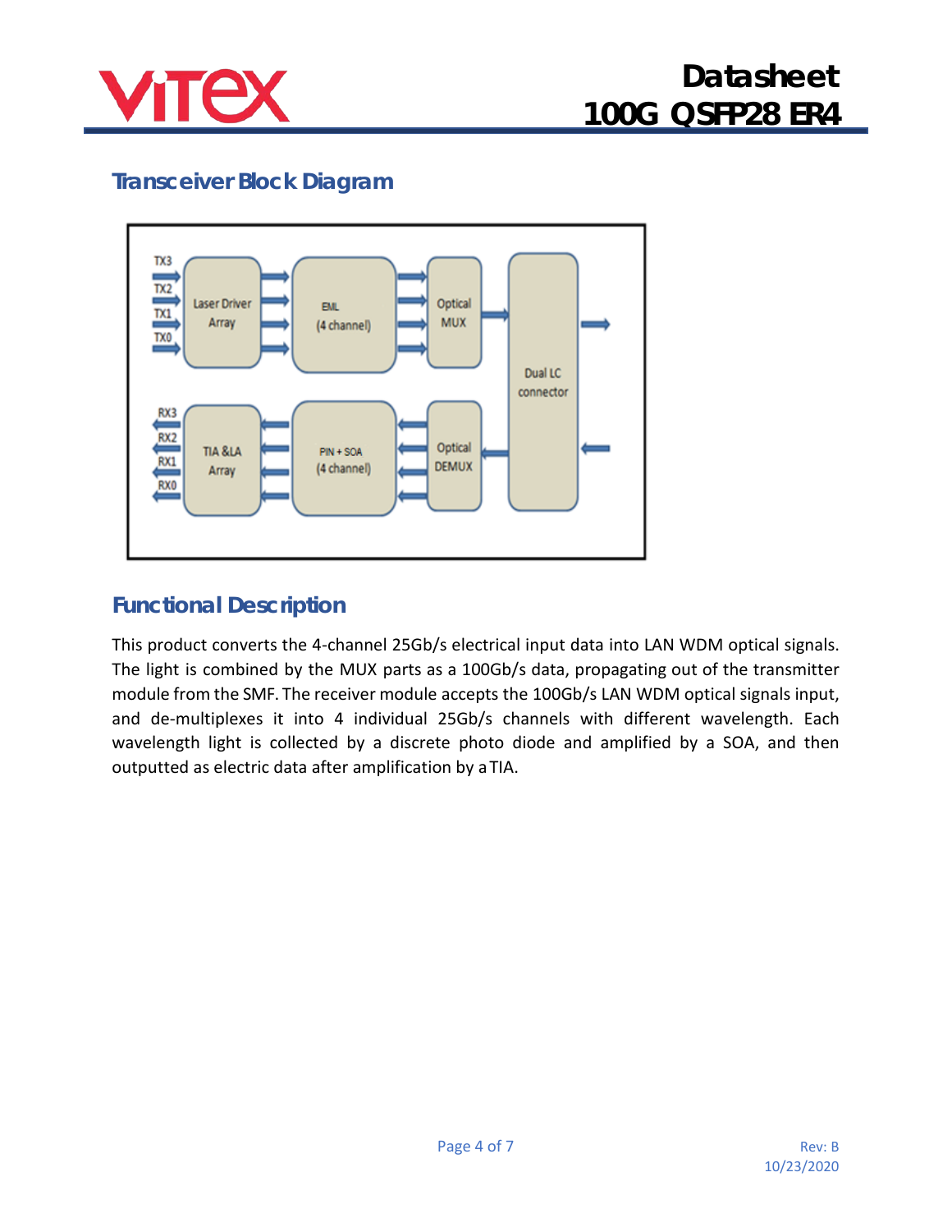## Transceiver Block Diagram

## Functional Description

This product converts the 4-channel 25Gb/s electrical input data into LAN WDM optical signals. The light is combined by the MUX parts as a 100Gb/s data, propagating out of the transmitter module from the SMF. The receiver module accepts the 100Gb/s LAN WDM optical signals input, and de-multiplexes it into 4 individual 25Gb/s channels with different wavelength. Each wavelength light is collected by a discrete photo diode and amplified by a SOA, and then outputted as electric data after amplification by a TIA.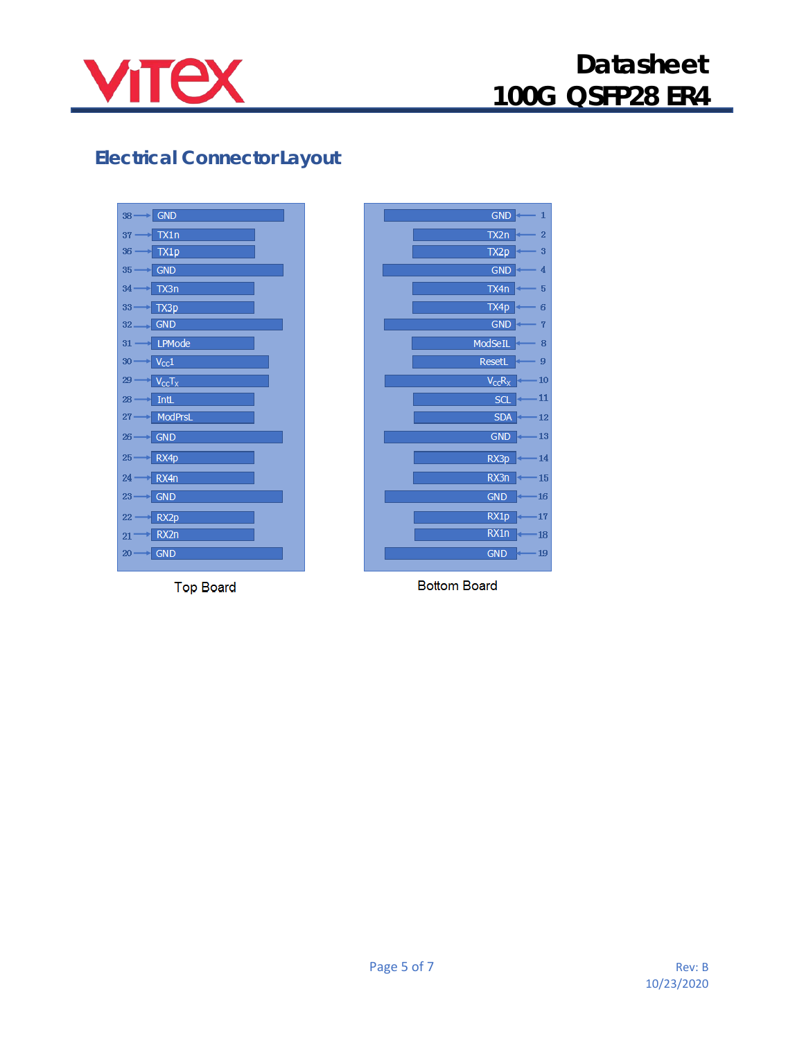## Electrical Connector Layout

| Pin | Top Board |
|---|---|
| 38 | GND |
| 37 | TX1n |
| 36 | TX1p |
| 35 | GND |
| 34 | TX3n |
| 33 | TX3p |
| 32 | GND |
| 31 | LPMode |
| 30 | $V_{CC}1$ |
| 29 | $V_{CC}T_X$ |
| 28 | IntL |
| 27 | ModPrsL |
| 26 | GND |
| 25 | RX4p |
| 24 | RX4n |
| 23 | GND |
| 22 | RX2p |
| 21 | RX2n |
| 20 | GND |

Top Board

| Bottom Board | Pin |
|---|---|
| GND | 1 |
| TX2n | 2 |
| TX2p | 3 |
| GND | 4 |
| TX4n | 5 |
| TX4p | 6 |
| GND | 7 |
| ModSelL | 8 |
| ResetL | 9 |
| $V_{CC}R_X$ | 10 |
| SCL | 11 |
| SDA | 12 |
| GND | 13 |
| RX3p | 14 |
| RX3n | 15 |
| GND | 16 |
| RX1p | 17 |
| RX1n | 18 |
| GND | 19 |

Bottom Board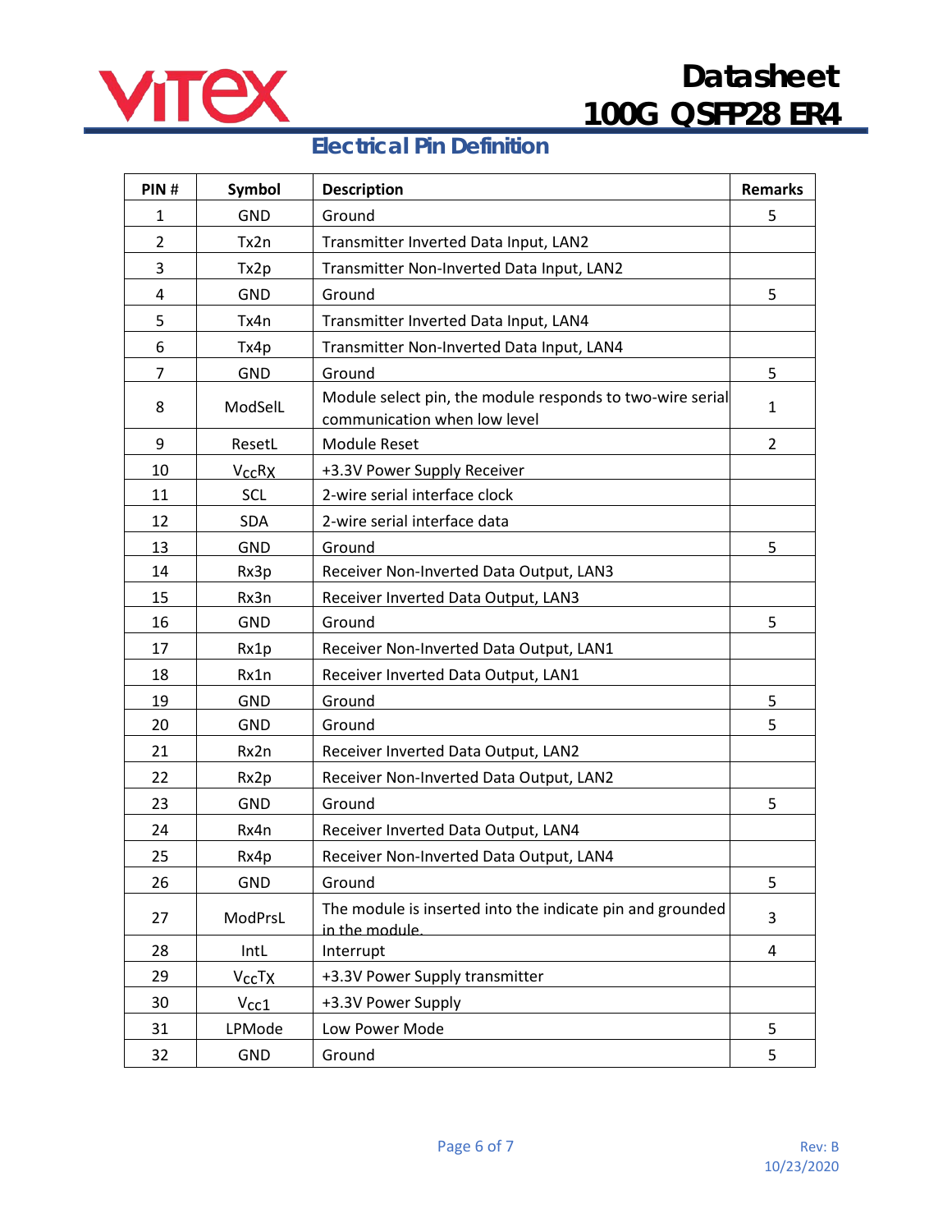## Electrical Pin Definition

| PIN # | Symbol | Description | Remarks |
|---|---|---|---|
| 1 | GND | Ground | 5 |
| 2 | Tx2n | Transmitter Inverted Data Input, LAN2 | |
| 3 | Tx2p | Transmitter Non-Inverted Data Input, LAN2 | |
| 4 | GND | Ground | 5 |
| 5 | Tx4n | Transmitter Inverted Data Input, LAN4 | |
| 6 | Tx4p | Transmitter Non-Inverted Data Input, LAN4 | |
| 7 | GND | Ground | 5 |
| 8 | ModSelL | Module select pin, the module responds to two-wire serial communication when low level | 1 |
| 9 | ResetL | Module Reset | 2 |
| 10 | $V_{CC}RX$ | +3.3V Power Supply Receiver | |
| 11 | SCL | 2-wire serial interface clock | |
| 12 | SDA | 2-wire serial interface data | |
| 13 | GND | Ground | 5 |
| 14 | Rx3p | Receiver Non-Inverted Data Output, LAN3 | |
| 15 | Rx3n | Receiver Inverted Data Output, LAN3 | |
| 16 | GND | Ground | 5 |
| 17 | Rx1p | Receiver Non-Inverted Data Output, LAN1 | |
| 18 | Rx1n | Receiver Inverted Data Output, LAN1 | |
| 19 | GND | Ground | 5 |
| 20 | GND | Ground | 5 |
| 21 | Rx2n | Receiver Inverted Data Output, LAN2 | |
| 22 | Rx2p | Receiver Non-Inverted Data Output, LAN2 | |
| 23 | GND | Ground | 5 |
| 24 | Rx4n | Receiver Inverted Data Output, LAN4 | |
| 25 | Rx4p | Receiver Non-Inverted Data Output, LAN4 | |
| 26 | GND | Ground | 5 |
| 27 | ModPrsL | The module is inserted into the indicate pin and grounded in the module. | 3 |
| 28 | IntL | Interrupt | 4 |
| 29 | $V_{CC}TX$ | +3.3V Power Supply transmitter | |
| 30 | $V_{CC1}$ | +3.3V Power Supply | |
| 31 | LPMode | Low Power Mode | 5 |
| 32 | GND | Ground | 5 |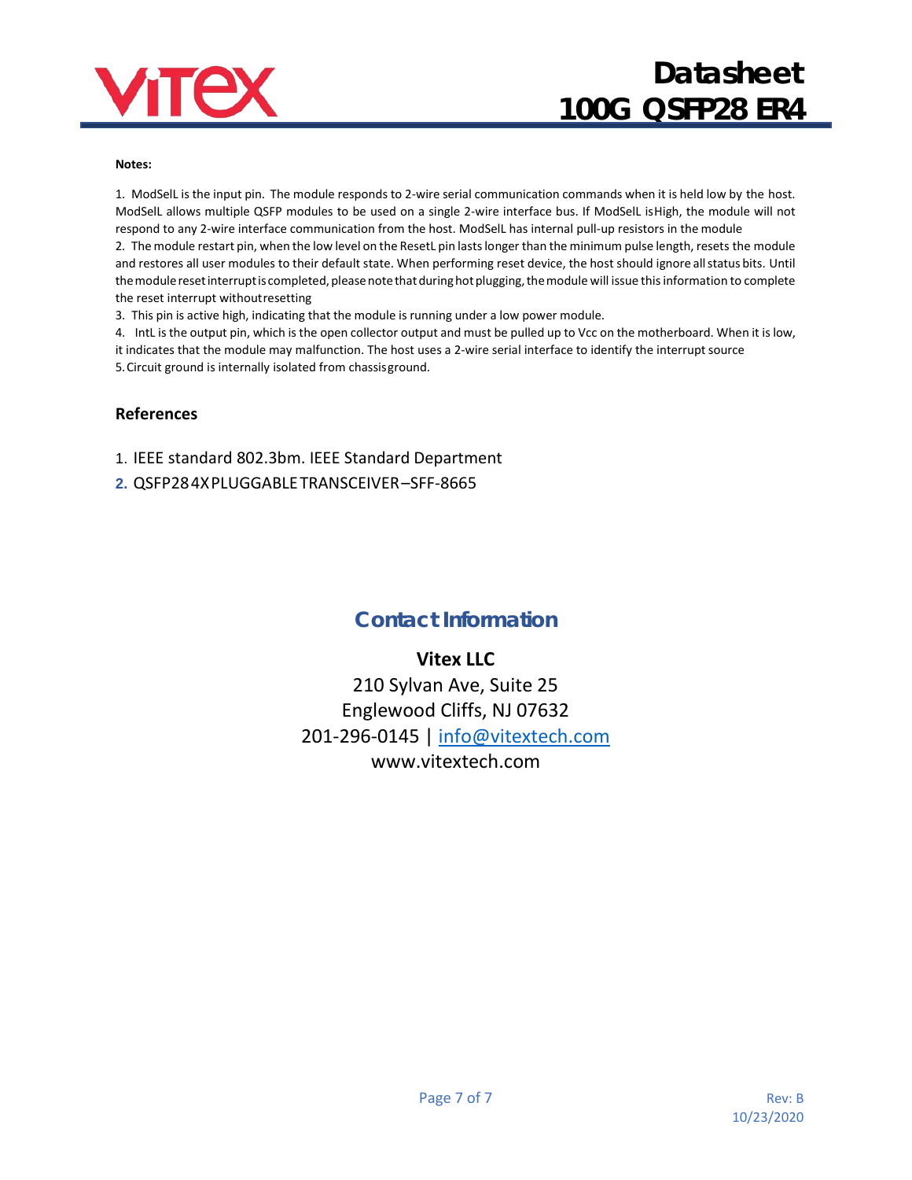**Notes:**

1. ModSelL is the input pin. The module responds to 2-wire serial communication commands when it is held low by the host. ModSelL allows multiple QSFP modules to be used on a single 2-wire interface bus. If ModSelL isHigh, the module will not respond to any 2-wire interface communication from the host. ModSelL has internal pull-up resistors in the module
2. The module restart pin, when the low level on the ResetL pin lasts longer than the minimum pulse length, resets the module and restores all user modules to their default state. When performing reset device, the host should ignore all status bits. Until the module reset interrupt is completed, please note that during hot plugging, the module will issue this information to complete the reset interrupt withoutresetting
3. This pin is active high, indicating that the module is running under a low power module.
4. IntL is the output pin, which is the open collector output and must be pulled up to Vcc on the motherboard. When it is low, it indicates that the module may malfunction. The host uses a 2-wire serial interface to identify the interrupt source
5. Circuit ground is internally isolated from chassisground.

### References

1. IEEE standard 802.3bm. IEEE Standard Department
2. QSFP28 4X PLUGGABLE TRANSCEIVER–SFF-8665

## Contact Information

**Vitex LLC**
210 Sylvan Ave, Suite 25
Englewood Cliffs, NJ 07632
201-296-0145 | info@vitextech.com
www.vitextech.com

Rev: B
10/23/2020